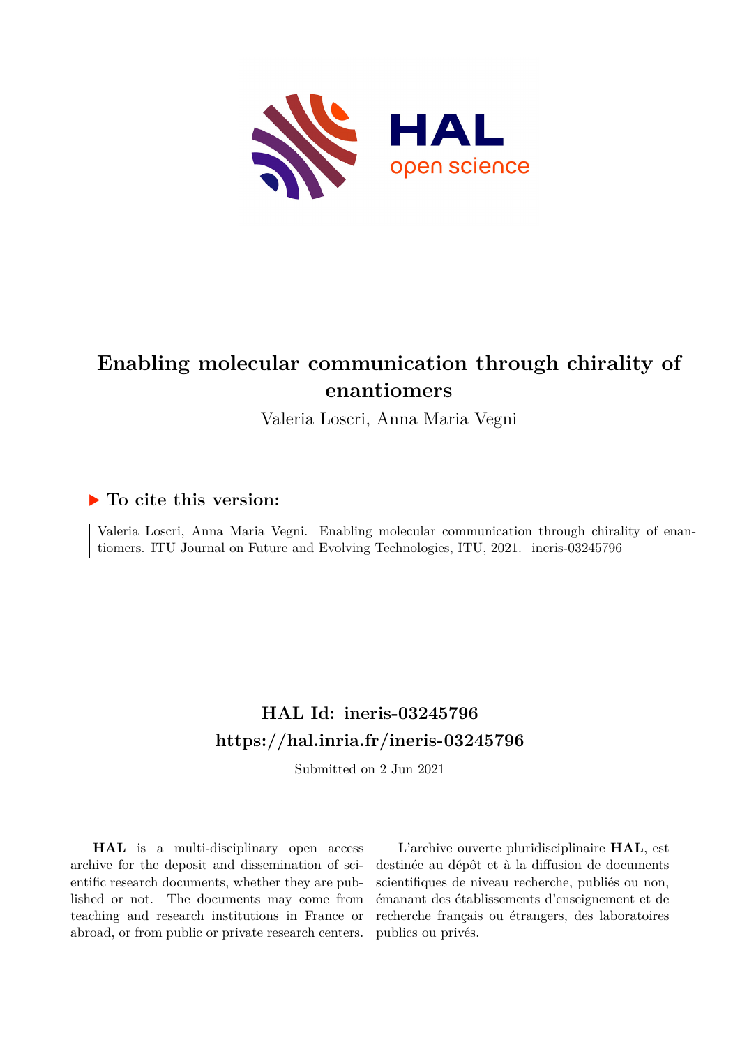# Enabling molecular communication through chirality of enantiomers

Valeria Loscri, Anna Maria Vegni

## ▶ To cite this version:

Valeria Loscri, Anna Maria Vegni. Enabling molecular communication through chirality of enantiomers. ITU Journal on Future and Evolving Technologies, ITU, 2021. ineris-03245796

## HAL Id: ineris-03245796
## https://hal.inria.fr/ineris-03245796

Submitted on 2 Jun 2021

**HAL** is a multi-disciplinary open access archive for the deposit and dissemination of scientific research documents, whether they are published or not. The documents may come from teaching and research institutions in France or abroad, or from public or private research centers.

L'archive ouverte pluridisciplinaire **HAL**, est destinée au dépôt et à la diffusion de documents scientifiques de niveau recherche, publiés ou non, émanant des établissements d'enseignement et de recherche français ou étrangers, des laboratoires publics ou privés.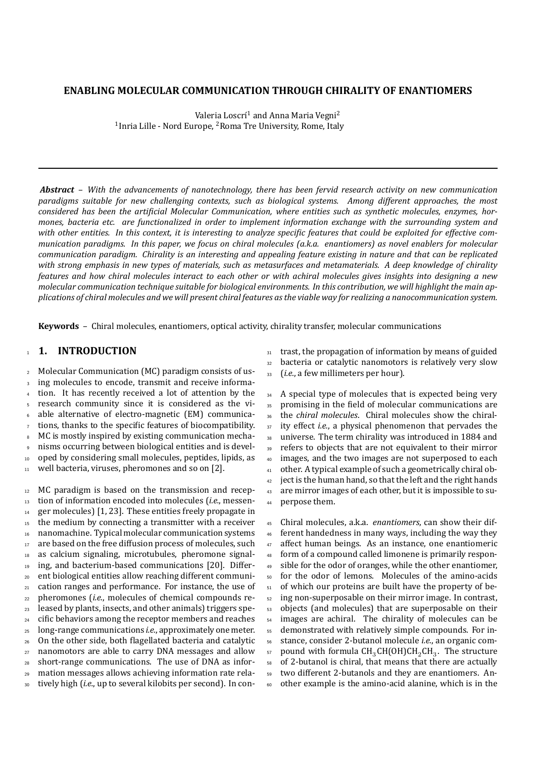# ENABLING MOLECULAR COMMUNICATION THROUGH CHIRALITY OF ENANTIOMERS

Valeria Loscrí[1] and Anna Maria Vegni[2]
[1]Inria Lille - Nord Europe, [2]Roma Tre University, Rome, Italy

***Abstract*** *– With the advancements of nanotechnology, there has been fervid research activity on new communication paradigms suitable for new challenging contexts, such as biological systems. Among different approaches, the most considered has been the artificial Molecular Communication, where entities such as synthetic molecules, enzymes, hormones, bacteria etc. are functionalized in order to implement information exchange with the surrounding system and with other entities. In this context, it is interesting to analyze specific features that could be exploited for effective communication paradigms. In this paper, we focus on chiral molecules (a.k.a. enantiomers) as novel enablers for molecular communication paradigm. Chirality is an interesting and appealing feature existing in nature and that can be replicated with strong emphasis in new types of materials, such as metasurfaces and metamaterials. A deep knowledge of chirality features and how chiral molecules interact to each other or with achiral molecules gives insights into designing a new molecular communication technique suitable for biological environments. In this contribution, we will highlight the main applications of chiral molecules and we will present chiral features as the viable way for realizing a nanocommunication system.*

**Keywords** – Chiral molecules, enantiomers, optical activity, chirality transfer, molecular communications

## 1. INTRODUCTION

Molecular Communication (MC) paradigm consists of using molecules to encode, transmit and receive information. It has recently received a lot of attention by the research community since it is considered as the viable alternative of electro-magnetic (EM) communications, thanks to the specific features of biocompatibility. MC is mostly inspired by existing communication mechanisms occurring between biological entities and is developed by considering small molecules, peptides, lipids, as well bacteria, viruses, pheromones and so on [2].

MC paradigm is based on the transmission and reception of information encoded into molecules (*i.e.*, messenger molecules) [1, 23]. These entities freely propagate in the medium by connecting a transmitter with a receiver nanomachine. Typical molecular communication systems are based on the free diffusion process of molecules, such as calcium signaling, microtubules, pheromone signaling, and bacterium-based communications [20]. Different biological entities allow reaching different communication ranges and performance. For instance, the use of pheromones (*i.e.*, molecules of chemical compounds released by plants, insects, and other animals) triggers specific behaviors among the receptor members and reaches long-range communications *i.e.*, approximately one meter. On the other side, both flagellated bacteria and catalytic nanomotors are able to carry DNA messages and allow short-range communications. The use of DNA as information messages allows achieving information rate relatively high (*i.e.*, up to several kilobits per second). In contrast, the propagation of information by means of guided bacteria or catalytic nanomotors is relatively very slow (*i.e.*, a few millimeters per hour).

A special type of molecules that is expected being very promising in the field of molecular communications are the *chiral molecules*. Chiral molecules show the chirality effect *i.e.*, a physical phenomenon that pervades the universe. The term chirality was introduced in 1884 and refers to objects that are not equivalent to their mirror images, and the two images are not superposed to each other. A typical example of such a geometrically chiral object is the human hand, so that the left and the right hands are mirror images of each other, but it is impossible to superpose them.

Chiral molecules, a.k.a. *enantiomers*, can show their different handedness in many ways, including the way they affect human beings. As an instance, one enantiomeric form of a compound called limonene is primarily responsible for the odor of oranges, while the other enantiomer, for the odor of lemons. Molecules of the amino-acids of which our proteins are built have the property of being non-superposable on their mirror image. In contrast, objects (and molecules) that are superposable on their images are achiral. The chirality of molecules can be demonstrated with relatively simple compounds. For instance, consider 2-butanol molecule *i.e.*, an organic compound with formula $CH_3CH(OH)CH_2CH_3$. The structure of 2-butanol is chiral, that means that there are actually two different 2-butanols and they are enantiomers. Another example is the amino-acid alanine, which is in the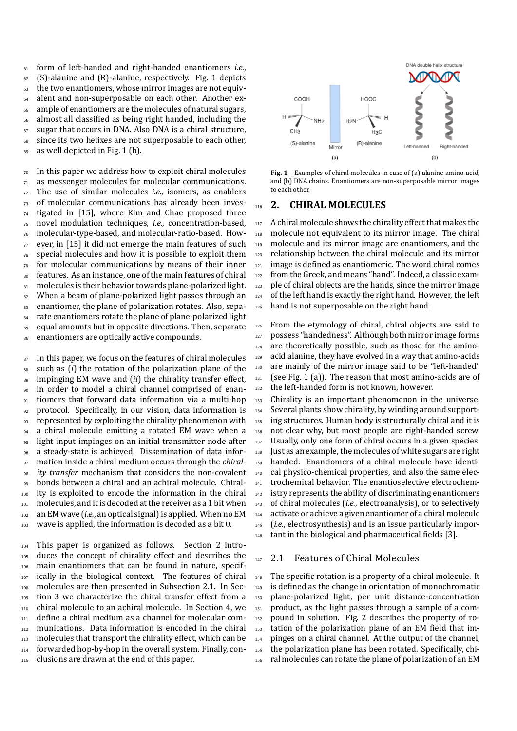form of left-handed and right-handed enantiomers *i.e.*, (S)-alanine and (R)-alanine, respectively. Fig. 1 depicts the two enantiomers, whose mirror images are not equivalent and non-superposable on each other. Another example of enantiomers are the molecules of natural sugars, almost all classified as being right handed, including the sugar that occurs in DNA. Also DNA is a chiral structure, since its two helixes are not superposable to each other, as well depicted in Fig. 1 (b).

In this paper we address how to exploit chiral molecules as messenger molecules for molecular communications. The use of similar molecules *i.e.*, isomers, as enablers of molecular communications has already been investigated in [15], where Kim and Chae proposed three novel modulation techniques, *i.e.*, concentration-based, molecular-type-based, and molecular-ratio-based. However, in [15] it did not emerge the main features of such special molecules and how it is possible to exploit them for molecular communications by means of their inner features. As an instance, one of the main features of chiral molecules is their behavior towards plane-polarized light. When a beam of plane-polarized light passes through an enantiomer, the plane of polarization rotates. Also, separate enantiomers rotate the plane of plane-polarized light equal amounts but in opposite directions. Then, separate enantiomers are optically active compounds.

In this paper, we focus on the features of chiral molecules such as (*i*) the rotation of the polarization plane of the impinging EM wave and (*ii*) the chirality transfer effect, in order to model a chiral channel comprised of enantiomers that forward data information via a multi-hop protocol. Specifically, in our vision, data information is represented by exploiting the chirality phenomenon with a chiral molecule emitting a rotated EM wave when a light input impinges on an initial transmitter node after a steady-state is achieved. Dissemination of data information inside a chiral medium occurs through the *chirality transfer* mechanism that considers the non-covalent bonds between a chiral and an achiral molecule. Chirality is exploited to encode the information in the chiral molecules, and it is decoded at the receiver as a 1 bit when an EM wave (*i.e.*, an optical signal) is applied. When no EM wave is applied, the information is decoded as a bit 0.

This paper is organized as follows. Section 2 introduces the concept of chirality effect and describes the main enantiomers that can be found in nature, specifically in the biological context. The features of chiral molecules are then presented in Subsection 2.1. In Section 3 we characterize the chiral transfer effect from a chiral molecule to an achiral molecule. In Section 4, we define a chiral medium as a channel for molecular communications. Data information is encoded in the chiral molecules that transport the chirality effect, which can be forwarded hop-by-hop in the overall system. Finally, conclusions are drawn at the end of this paper.

**Fig. 1** – Examples of chiral molecules in case of (a) alanine amino-acid, and (b) DNA chains. Enantiomers are non-superposable mirror images to each other.

## 2. CHIRAL MOLECULES

A chiral molecule shows the chirality effect that makes the molecule not equivalent to its mirror image. The chiral molecule and its mirror image are enantiomers, and the relationship between the chiral molecule and its mirror image is defined as enantiomeric. The word chiral comes from the Greek, and means "hand". Indeed, a classic example of chiral objects are the hands, since the mirror image of the left hand is exactly the right hand. However, the left hand is not superposable on the right hand.

From the etymology of chiral, chiral objects are said to possess "handedness". Although both mirror image forms are theoretically possible, such as those for the amino-acid alanine, they have evolved in a way that amino-acids are mainly of the mirror image said to be "left-handed" (see Fig. 1 (a)). The reason that most amino-acids are of the left-handed form is not known, however.

Chirality is an important phenomenon in the universe. Several plants show chirality, by winding around supporting structures. Human body is structurally chiral and it is not clear why, but most people are right-handed screw. Usually, only one form of chiral occurs in a given species. Just as an example, the molecules of white sugars are right handed. Enantiomers of a chiral molecule have identical physico-chemical properties, and also the same electrochemical behavior. The enantioselective electrochemistry represents the ability of discriminating enantiomers of chiral molecules (*i.e.*, electroanalysis), or to selectively activate or achieve a given enantiomer of a chiral molecule (*i.e.*, electrosynthesis) and is an issue particularly important in the biological and pharmaceutical fields [3].

### 2.1 Features of Chiral Molecules

The specific rotation is a property of a chiral molecule. It is defined as the change in orientation of monochromatic plane-polarized light, per unit distance-concentration product, as the light passes through a sample of a compound in solution. Fig. 2 describes the property of rotation of the polarization plane of an EM field that impinges on a chiral channel. At the output of the channel, the polarization plane has been rotated. Specifically, chiral molecules can rotate the plane of polarization of an EM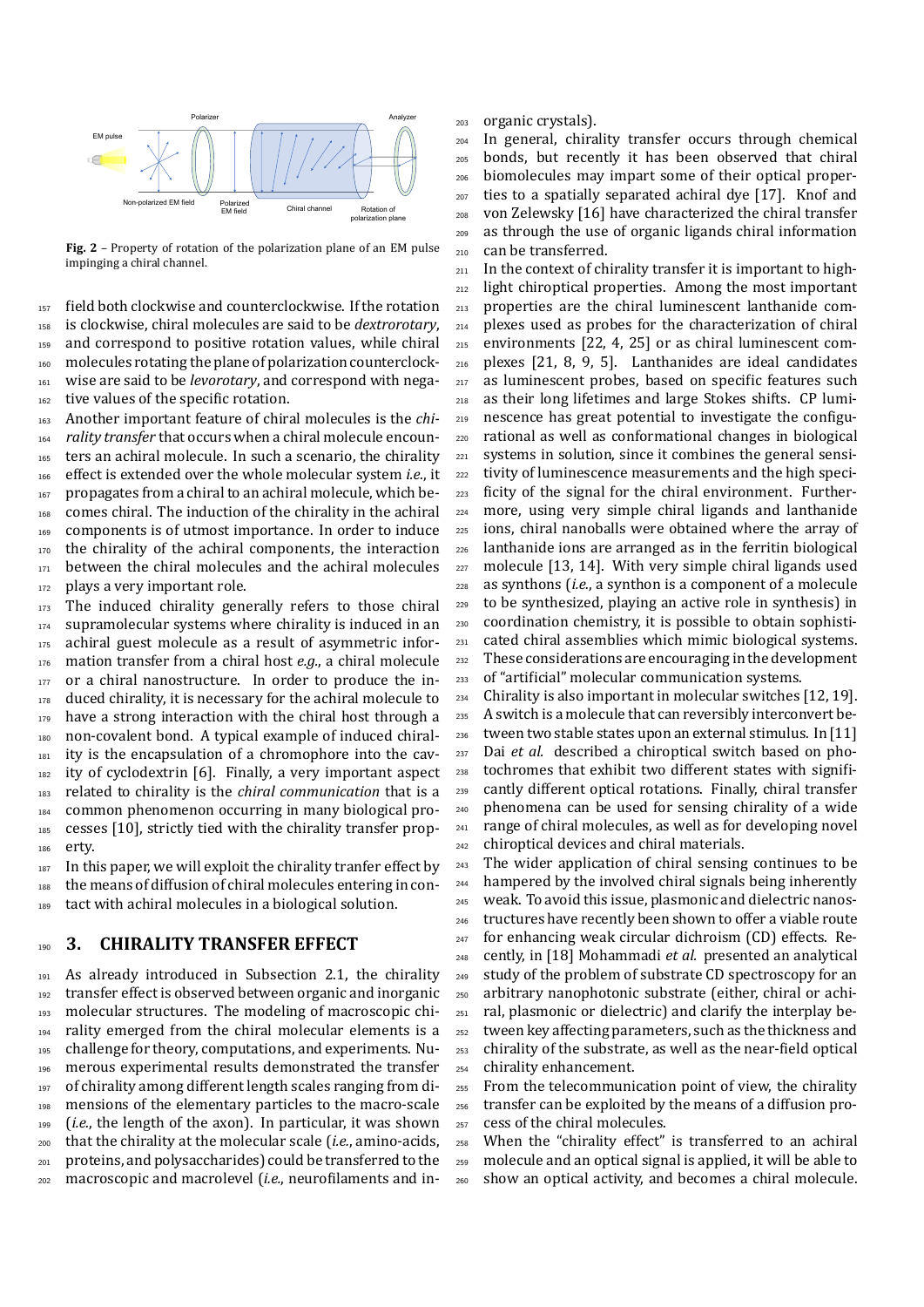Fig. 2 – Property of rotation of the polarization plane of an EM pulse impinging a chiral channel.

field both clockwise and counterclockwise. If the rotation is clockwise, chiral molecules are said to be *dextrorotary*, and correspond to positive rotation values, while chiral molecules rotating the plane of polarization counterclockwise are said to be *levorotary*, and correspond with negative values of the specific rotation.

Another important feature of chiral molecules is the *chirality transfer* that occurs when a chiral molecule encounters an achiral molecule. In such a scenario, the chirality effect is extended over the whole molecular system *i.e.*, it propagates from a chiral to an achiral molecule, which becomes chiral. The induction of the chirality in the achiral components is of utmost importance. In order to induce the chirality of the achiral components, the interaction between the chiral molecules and the achiral molecules plays a very important role.

The induced chirality generally refers to those chiral supramolecular systems where chirality is induced in an achiral guest molecule as a result of asymmetric information transfer from a chiral host *e.g.*, a chiral molecule or a chiral nanostructure. In order to produce the induced chirality, it is necessary for the achiral molecule to have a strong interaction with the chiral host through a non-covalent bond. A typical example of induced chirality is the encapsulation of a chromophore into the cavity of cyclodextrin [6]. Finally, a very important aspect related to chirality is the *chiral communication* that is a common phenomenon occurring in many biological processes [10], strictly tied with the chirality transfer property.

In this paper, we will exploit the chirality tranfer effect by the means of diffusion of chiral molecules entering in contact with achiral molecules in a biological solution.

## 3. CHIRALITY TRANSFER EFFECT

As already introduced in Subsection 2.1, the chirality transfer effect is observed between organic and inorganic molecular structures. The modeling of macroscopic chirality emerged from the chiral molecular elements is a challenge for theory, computations, and experiments. Numerous experimental results demonstrated the transfer of chirality among different length scales ranging from dimensions of the elementary particles to the macro-scale (*i.e.*, the length of the axon). In particular, it was shown that the chirality at the molecular scale (*i.e.*, amino-acids, proteins, and polysaccharides) could be transferred to the macroscopic and macrolevel (*i.e.*, neurofilaments and inorganic crystals).

In general, chirality transfer occurs through chemical bonds, but recently it has been observed that chiral biomolecules may impart some of their optical properties to a spatially separated achiral dye [17]. Knof and von Zelewsky [16] have characterized the chiral transfer as through the use of organic ligands chiral information can be transferred.

In the context of chirality transfer it is important to highlight chiroptical properties. Among the most important properties are the chiral luminescent lanthanide complexes used as probes for the characterization of chiral environments [22, 4, 25] or as chiral luminescent complexes [21, 8, 9, 5]. Lanthanides are ideal candidates as luminescent probes, based on specific features such as their long lifetimes and large Stokes shifts. CP luminescence has great potential to investigate the configurational as well as conformational changes in biological systems in solution, since it combines the general sensitivity of luminescence measurements and the high specificity of the signal for the chiral environment. Furthermore, using very simple chiral ligands and lanthanide ions, chiral nanoballs were obtained where the array of lanthanide ions are arranged as in the ferritin biological molecule [13, 14]. With very simple chiral ligands used as synthons (*i.e.*, a synthon is a component of a molecule to be synthesized, playing an active role in synthesis) in coordination chemistry, it is possible to obtain sophisticated chiral assemblies which mimic biological systems. These considerations are encouraging in the development of "artificial" molecular communication systems.

Chirality is also important in molecular switches [12, 19]. A switch is a molecule that can reversibly interconvert between two stable states upon an external stimulus. In [11] Dai *et al.* described a chiroptical switch based on photochromes that exhibit two different states with significantly different optical rotations. Finally, chiral transfer phenomena can be used for sensing chirality of a wide range of chiral molecules, as well as for developing novel chiroptical devices and chiral materials.

The wider application of chiral sensing continues to be hampered by the involved chiral signals being inherently weak. To avoid this issue, plasmonic and dielectric nanostructures have recently been shown to offer a viable route for enhancing weak circular dichroism (CD) effects. Recently, in [18] Mohammadi *et al.* presented an analytical study of the problem of substrate CD spectroscopy for an arbitrary nanophotonic substrate (either, chiral or achiral, plasmonic or dielectric) and clarify the interplay between key affecting parameters, such as the thickness and chirality of the substrate, as well as the near-field optical chirality enhancement.

From the telecommunication point of view, the chirality transfer can be exploited by the means of a diffusion process of the chiral molecules.

When the "chirality effect" is transferred to an achiral molecule and an optical signal is applied, it will be able to show an optical activity, and becomes a chiral molecule.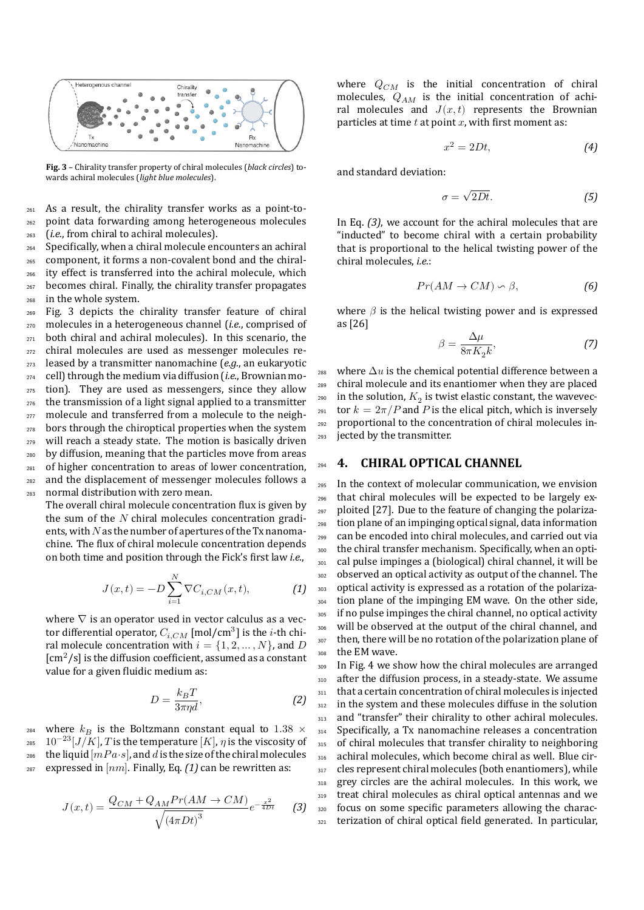Fig. 3 – Chirality transfer property of chiral molecules (*black circles*) towards achiral molecules (*light blue molecules*).

As a result, the chirality transfer works as a point-to-point data forwarding among heterogeneous molecules (*i.e.*, from chiral to achiral molecules). Specifically, when a chiral molecule encounters an achiral component, it forms a non-covalent bond and the chirality effect is transferred into the achiral molecule, which becomes chiral. Finally, the chirality transfer propagates in the whole system.

Fig. 3 depicts the chirality transfer feature of chiral molecules in a heterogeneous channel (*i.e.*, comprised of both chiral and achiral molecules). In this scenario, the chiral molecules are used as messenger molecules released by a transmitter nanomachine (*e.g.*, an eukaryotic cell) through the medium via diffusion (*i.e.*, Brownian motion). They are used as messengers, since they allow the transmission of a light signal applied to a transmitter molecule and transferred from a molecule to the neighbors through the chiroptical properties when the system will reach a steady state. The motion is basically driven by diffusion, meaning that the particles move from areas of higher concentration to areas of lower concentration, and the displacement of messenger molecules follows a normal distribution with zero mean.

The overall chiral molecule concentration flux is given by the sum of the $N$ chiral molecules concentration gradients, with $N$ as the number of apertures of the Tx nanomachine. The flux of chiral molecule concentration depends on both time and position through the Fick's first law *i.e.*,

$$J(x,t) = -D \sum_{i=1}^{N} \nabla C_{i,CM}(x,t), \tag{1}$$

where $\nabla$ is an operator used in vector calculus as a vector differential operator, $C_{i,CM}$ [mol/cm$^3$] is the $i$-th chiral molecule concentration with $i = \{1, 2, \dots, N\}$, and $D$ [cm$^2$/s] is the diffusion coefficient, assumed as a constant value for a given fluidic medium as:

$$D = \frac{k_B T}{3\pi \eta d}, \tag{2}$$

where $k_B$ is the Boltzmann constant equal to $1.38 \times 10^{-23} [J/K]$, $T$ is the temperature $[K]$, $\eta$ is the viscosity of the liquid $[mPa{\cdot}s]$, and $d$ is the size of the chiral molecules expressed in $[nm]$. Finally, Eq. *(1)* can be rewritten as:

$$J(x,t) = \frac{Q_{CM} + Q_{AM} Pr(AM \to CM)}{\sqrt{(4\pi Dt)^3}} e^{-\frac{x^2}{4Dt}} \tag{3}$$

where $Q_{CM}$ is the initial concentration of chiral molecules, $Q_{AM}$ is the initial concentration of achiral molecules and $J(x,t)$ represents the Brownian particles at time $t$ at point $x$, with first moment as:

$$x^2 = 2Dt, \tag{4}$$

and standard deviation:

$$\sigma = \sqrt{2Dt}. \tag{5}$$

In Eq. *(3)*, we account for the achiral molecules that are "inducted" to become chiral with a certain probability that is proportional to the helical twisting power of the chiral molecules, *i.e.*:

$$Pr(AM \to CM) \backsim \beta, \tag{6}$$

where $\beta$ is the helical twisting power and is expressed as [26]

$$\beta = \frac{\Delta\mu}{8\pi K_2 k}, \tag{7}$$

where $\Delta u$ is the chemical potential difference between a chiral molecule and its enantiomer when they are placed in the solution, $K_2$ is twist elastic constant, the wavevector $k = 2\pi/P$ and $P$ is the elical pitch, which is inversely proportional to the concentration of chiral molecules injected by the transmitter.

## 4. CHIRAL OPTICAL CHANNEL

In the context of molecular communication, we envision that chiral molecules will be expected to be largely exploited [27]. Due to the feature of changing the polarization plane of an impinging optical signal, data information can be encoded into chiral molecules, and carried out via the chiral transfer mechanism. Specifically, when an optical pulse impinges a (biological) chiral channel, it will be observed an optical activity as output of the channel. The optical activity is expressed as a rotation of the polarization plane of the impinging EM wave. On the other side, if no pulse impinges the chiral channel, no optical activity will be observed at the output of the chiral channel, and then, there will be no rotation of the polarization plane of the EM wave.

In Fig. 4 we show how the chiral molecules are arranged after the diffusion process, in a steady-state. We assume that a certain concentration of chiral molecules is injected in the system and these molecules diffuse in the solution and "transfer" their chirality to other achiral molecules. Specifically, a Tx nanomachine releases a concentration of chiral molecules that transfer chirality to neighboring achiral molecules, which become chiral as well. Blue circles represent chiral molecules (both enantiomers), while grey circles are the achiral molecules. In this work, we treat chiral molecules as chiral optical antennas and we focus on some specific parameters allowing the characterization of chiral optical field generated. In particular,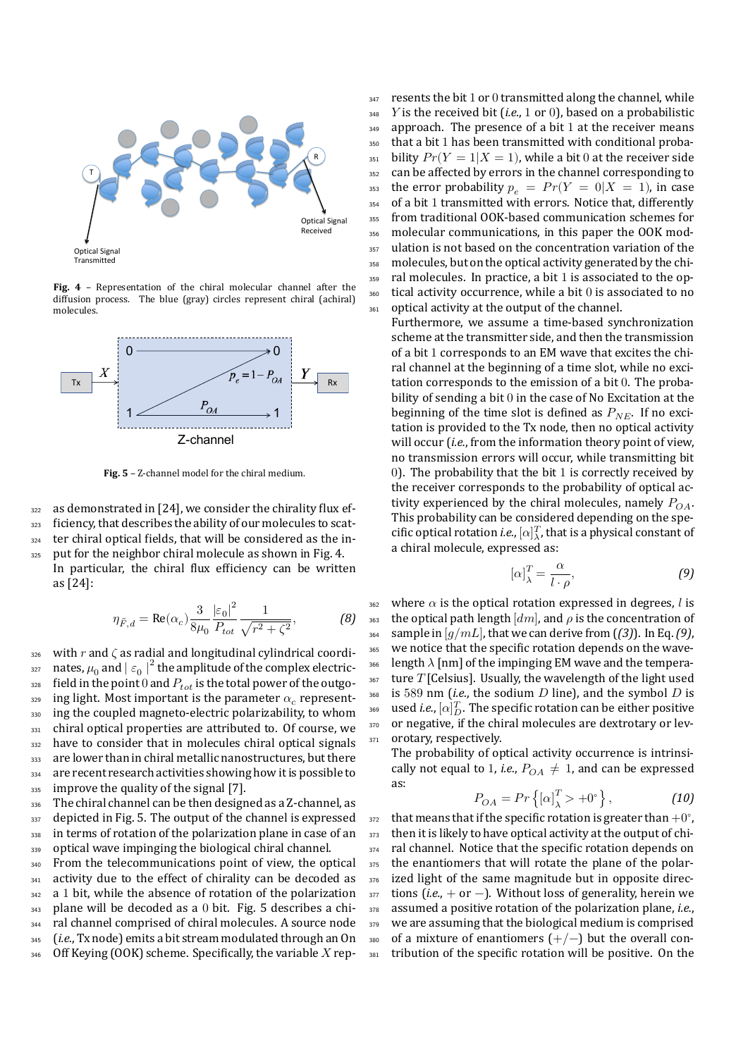**Fig. 4** – Representation of the chiral molecular channel after the diffusion process. The blue (gray) circles represent chiral (achiral) molecules.

**Fig. 5** – Z-channel model for the chiral medium.

as demonstrated in [24], we consider the chirality flux efficiency, that describes the ability of our molecules to scatter chiral optical fields, that will be considered as the input for the neighbor chiral molecule as shown in Fig. 4. In particular, the chiral flux efficiency can be written as [24]:

$$\eta_{\tilde{F},d} = \text{Re}(\alpha_c)\frac{3}{8\mu_0}\frac{|\varepsilon_0|^2}{P_{tot}}\frac{1}{\sqrt{r^2+\zeta^2}}, \tag{8}$$

with $r$ and $\zeta$ as radial and longitudinal cylindrical coordinates, $\mu_0$ and $|\varepsilon_0|^2$ the amplitude of the complex electric-field in the point 0 and $P_{tot}$ is the total power of the outgoing light. Most important is the parameter $\alpha_c$ representing the coupled magneto-electric polarizability, to whom chiral optical properties are attributed to. Of course, we have to consider that in molecules chiral optical signals are lower than in chiral metallic nanostructures, but there are recent research activities showing how it is possible to improve the quality of the signal [7].

The chiral channel can be then designed as a Z-channel, as depicted in Fig. 5. The output of the channel is expressed in terms of rotation of the polarization plane in case of an optical wave impinging the biological chiral channel. From the telecommunications point of view, the optical activity due to the effect of chirality can be decoded as a 1 bit, while the absence of rotation of the polarization plane will be decoded as a 0 bit. Fig. 5 describes a chiral channel comprised of chiral molecules. A source node (*i.e.*, Tx node) emits a bit stream modulated through an On Off Keying (OOK) scheme. Specifically, the variable $X$ represents the bit 1 or 0 transmitted along the channel, while $Y$ is the received bit (*i.e.*, 1 or 0), based on a probabilistic approach. The presence of a bit 1 at the receiver means that a bit 1 has been transmitted with conditional probability $Pr(Y = 1|X = 1)$, while a bit 0 at the receiver side can be affected by errors in the channel corresponding to the error probability $p_e = Pr(Y = 0|X = 1)$, in case of a bit 1 transmitted with errors. Notice that, differently from traditional OOK-based communication schemes for molecular communications, in this paper the OOK modulation is not based on the concentration variation of the molecules, but on the optical activity generated by the chiral molecules. In practice, a bit 1 is associated to the optical activity occurrence, while a bit 0 is associated to no optical activity at the output of the channel.

Furthermore, we assume a time-based synchronization scheme at the transmitter side, and then the transmission of a bit 1 corresponds to an EM wave that excites the chiral channel at the beginning of a time slot, while no excitation corresponds to the emission of a bit 0. The probability of sending a bit 0 in the case of No Excitation at the beginning of the time slot is defined as $P_{NE}$. If no excitation is provided to the Tx node, then no optical activity will occur (*i.e.*, from the information theory point of view, no transmission errors will occur, while transmitting bit 0). The probability that the bit 1 is correctly received by the receiver corresponds to the probability of optical activity experienced by the chiral molecules, namely $P_{OA}$. This probability can be considered depending on the specific optical rotation *i.e.*, $[\alpha]^T_\lambda$, that is a physical constant of a chiral molecule, expressed as:

$$[\alpha]^T_\lambda = \frac{\alpha}{l \cdot \rho}, \tag{9}$$

where $\alpha$ is the optical rotation expressed in degrees, $l$ is the optical path length $[dm]$, and $\rho$ is the concentration of sample in $[g/mL]$, that we can derive from ((3)). In Eq. (9), we notice that the specific rotation depends on the wavelength $\lambda$ [nm] of the impinging EM wave and the temperature $T$ [Celsius]. Usually, the wavelength of the light used is 589 nm (*i.e.*, the sodium $D$ line), and the symbol $D$ is used *i.e.*, $[\alpha]^T_D$. The specific rotation can be either positive or negative, if the chiral molecules are dextrotary or levorotary, respectively.

The probability of optical activity occurrence is intrinsically not equal to 1, *i.e.*, $P_{OA} \neq 1$, and can be expressed as:

$$P_{OA} = Pr\left\{[\alpha]^T_\lambda > +0^\circ\right\}, \tag{10}$$

that means that if the specific rotation is greater than $+0^\circ$, then it is likely to have optical activity at the output of chiral channel. Notice that the specific rotation depends on the enantiomers that will rotate the plane of the polarized light of the same magnitude but in opposite directions (*i.e.*, $+$ or $-$). Without loss of generality, herein we assumed a positive rotation of the polarization plane, *i.e.*, we are assuming that the biological medium is comprised of a mixture of enantiomers $(+/-)$ but the overall contribution of the specific rotation will be positive. On the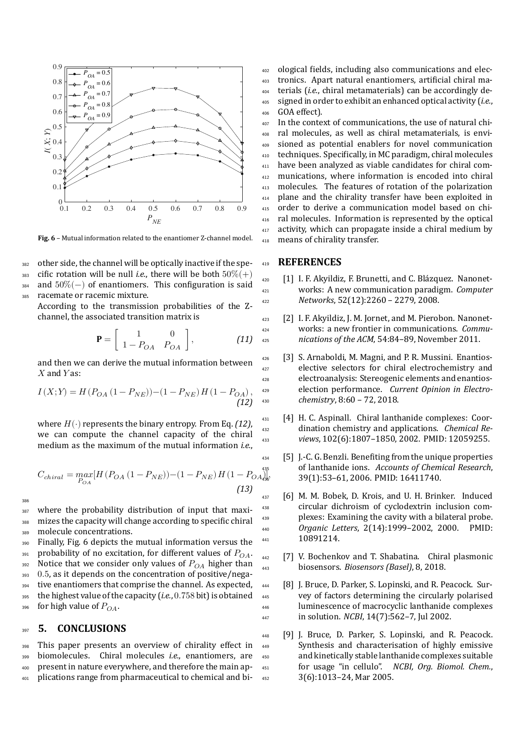Fig. 6 – Mutual information related to the enantiomer Z-channel model.

other side, the channel will be optically inactive if the specific rotation will be null *i.e.*, there will be both $50\%(+)$ and $50\%(-)$ of enantiomers. This configuration is said racemate or racemic mixture.

According to the transmission probabilities of the Z-channel, the associated transition matrix is

$$\mathbf{P} = \begin{bmatrix} 1 & 0 \\ 1 - P_{OA} & P_{OA} \end{bmatrix}, \tag{11}$$

and then we can derive the mutual information between $X$ and $Y$ as:

$$I(X;Y) = H(P_{OA}(1 - P_{NE})) - (1 - P_{NE}) H(1 - P_{OA}), \tag{12}$$

where $H(\cdot)$ represents the binary entropy. From Eq. *(12)*, we can compute the channel capacity of the chiral medium as the maximum of the mutual information *i.e.*,

$$C_{chiral} = \max_{P_{OA}} [H(P_{OA}(1 - P_{NE})) - (1 - P_{NE}) H(1 - P_{OA})], \tag{13}$$

where the probability distribution of input that maximizes the capacity will change according to specific chiral molecule concentrations.

Finally, Fig. 6 depicts the mutual information versus the probability of no excitation, for different values of $P_{OA}$. Notice that we consider only values of $P_{OA}$ higher than $0.5$, as it depends on the concentration of positive/negative enantiomers that comprise the channel. As expected, the highest value of the capacity (*i.e.*, $0.758$ bit) is obtained for high value of $P_{OA}$.

## 5. CONCLUSIONS

This paper presents an overview of chirality effect in biomolecules. Chiral molecules *i.e.*, enantiomers, are present in nature everywhere, and therefore the main applications range from pharmaceutical to chemical and biological fields, including also communications and electronics. Apart natural enantiomers, artificial chiral materials (*i.e.*, chiral metamaterials) can be accordingly designed in order to exhibit an enhanced optical activity (*i.e.*, GOA effect).

In the context of communications, the use of natural chiral molecules, as well as chiral metamaterials, is envisioned as potential enablers for novel communication techniques. Specifically, in MC paradigm, chiral molecules have been analyzed as viable candidates for chiral communications, where information is encoded into chiral molecules. The features of rotation of the polarization plane and the chirality transfer have been exploited in order to derive a communication model based on chiral molecules. Information is represented by the optical activity, which can propagate inside a chiral medium by means of chirality transfer.

## REFERENCES

[1] I. F. Akyildiz, F. Brunetti, and C. Blázquez. Nanonetworks: A new communication paradigm. *Computer Networks*, 52(12):2260 – 2279, 2008.

[2] I. F. Akyildiz, J. M. Jornet, and M. Pierobon. Nanonetworks: a new frontier in communications. *Communications of the ACM*, 54:84–89, November 2011.

[3] S. Arnaboldi, M. Magni, and P. R. Mussini. Enantioselective selectors for chiral electrochemistry and electroanalysis: Stereogenic elements and enantioselection performance. *Current Opinion in Electrochemistry*, 8:60 – 72, 2018.

[4] H. C. Aspinall. Chiral lanthanide complexes: Coordination chemistry and applications. *Chemical Reviews*, 102(6):1807–1850, 2002. PMID: 12059255.

[5] J.-C. G. Benzli. Benefiting from the unique properties of lanthanide ions. *Accounts of Chemical Research*, 39(1):53–61, 2006. PMID: 16411740.

[6] M. M. Bobek, D. Krois, and U. H. Brinker. Induced circular dichroism of cyclodextrin inclusion complexes: Examining the cavity with a bilateral probe. *Organic Letters*, 2(14):1999–2002, 2000. PMID: 10891214.

[7] V. Bochenkov and T. Shabatina. Chiral plasmonic biosensors. *Biosensors (Basel)*, 8, 2018.

[8] J. Bruce, D. Parker, S. Lopinski, and R. Peacock. Survey of factors determining the circularly polarised luminescence of macrocyclic lanthanide complexes in solution. *NCBI*, 14(7):562–7, Jul 2002.

[9] J. Bruce, D. Parker, S. Lopinski, and R. Peacock. Synthesis and characterisation of highly emissive and kinetically stable lanthanide complexes suitable for usage "in cellulo". *NCBI, Org. Biomol. Chem.*, 3(6):1013–24, Mar 2005.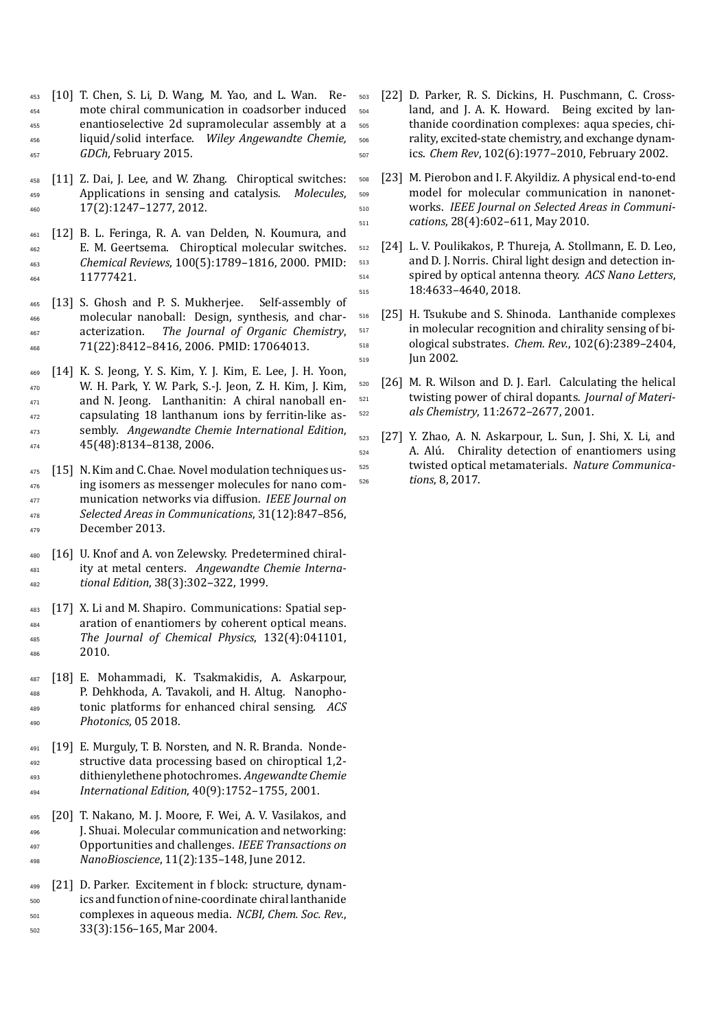[10] T. Chen, S. Li, D. Wang, M. Yao, and L. Wan. Remote chiral communication in coadsorber induced enantioselective 2d supramolecular assembly at a liquid/solid interface. *Wiley Angewandte Chemie, GDCh*, February 2015.

[11] Z. Dai, J. Lee, and W. Zhang. Chiroptical switches: Applications in sensing and catalysis. *Molecules*, 17(2):1247–1277, 2012.

[12] B. L. Feringa, R. A. van Delden, N. Koumura, and E. M. Geertsema. Chiroptical molecular switches. *Chemical Reviews*, 100(5):1789–1816, 2000. PMID: 11777421.

[13] S. Ghosh and P. S. Mukherjee. Self-assembly of molecular nanoball: Design, synthesis, and characterization. *The Journal of Organic Chemistry*, 71(22):8412–8416, 2006. PMID: 17064013.

[14] K. S. Jeong, Y. S. Kim, Y. J. Kim, E. Lee, J. H. Yoon, W. H. Park, Y. W. Park, S.-J. Jeon, Z. H. Kim, J. Kim, and N. Jeong. Lanthanitin: A chiral nanoball encapsulating 18 lanthanum ions by ferritin-like assembly. *Angewandte Chemie International Edition*, 45(48):8134–8138, 2006.

[15] N. Kim and C. Chae. Novel modulation techniques using isomers as messenger molecules for nano communication networks via diffusion. *IEEE Journal on Selected Areas in Communications*, 31(12):847–856, December 2013.

[16] U. Knof and A. von Zelewsky. Predetermined chirality at metal centers. *Angewandte Chemie International Edition*, 38(3):302–322, 1999.

[17] X. Li and M. Shapiro. Communications: Spatial separation of enantiomers by coherent optical means. *The Journal of Chemical Physics*, 132(4):041101, 2010.

[18] E. Mohammadi, K. Tsakmakidis, A. Askarpour, P. Dehkhoda, A. Tavakoli, and H. Altug. Nanophotonic platforms for enhanced chiral sensing. *ACS Photonics*, 05 2018.

[19] E. Murguly, T. B. Norsten, and N. R. Branda. Nondestructive data processing based on chiroptical 1,2-dithienylethene photochromes. *Angewandte Chemie International Edition*, 40(9):1752–1755, 2001.

[20] T. Nakano, M. J. Moore, F. Wei, A. V. Vasilakos, and J. Shuai. Molecular communication and networking: Opportunities and challenges. *IEEE Transactions on NanoBioscience*, 11(2):135–148, June 2012.

[21] D. Parker. Excitement in f block: structure, dynamics and function of nine-coordinate chiral lanthanide complexes in aqueous media. *NCBI, Chem. Soc. Rev.*, 33(3):156–165, Mar 2004.

[22] D. Parker, R. S. Dickins, H. Puschmann, C. Crossland, and J. A. K. Howard. Being excited by lanthanide coordination complexes: aqua species, chirality, excited-state chemistry, and exchange dynamics. *Chem Rev*, 102(6):1977–2010, February 2002.

[23] M. Pierobon and I. F. Akyildiz. A physical end-to-end model for molecular communication in nanonetworks. *IEEE Journal on Selected Areas in Communications*, 28(4):602–611, May 2010.

[24] L. V. Poulikakos, P. Thureja, A. Stollmann, E. D. Leo, and D. J. Norris. Chiral light design and detection inspired by optical antenna theory. *ACS Nano Letters*, 18:4633–4640, 2018.

[25] H. Tsukube and S. Shinoda. Lanthanide complexes in molecular recognition and chirality sensing of biological substrates. *Chem. Rev.*, 102(6):2389–2404, Jun 2002.

[26] M. R. Wilson and D. J. Earl. Calculating the helical twisting power of chiral dopants. *Journal of Materials Chemistry*, 11:2672–2677, 2001.

[27] Y. Zhao, A. N. Askarpour, L. Sun, J. Shi, X. Li, and A. Alú. Chirality detection of enantiomers using twisted optical metamaterials. *Nature Communications*, 8, 2017.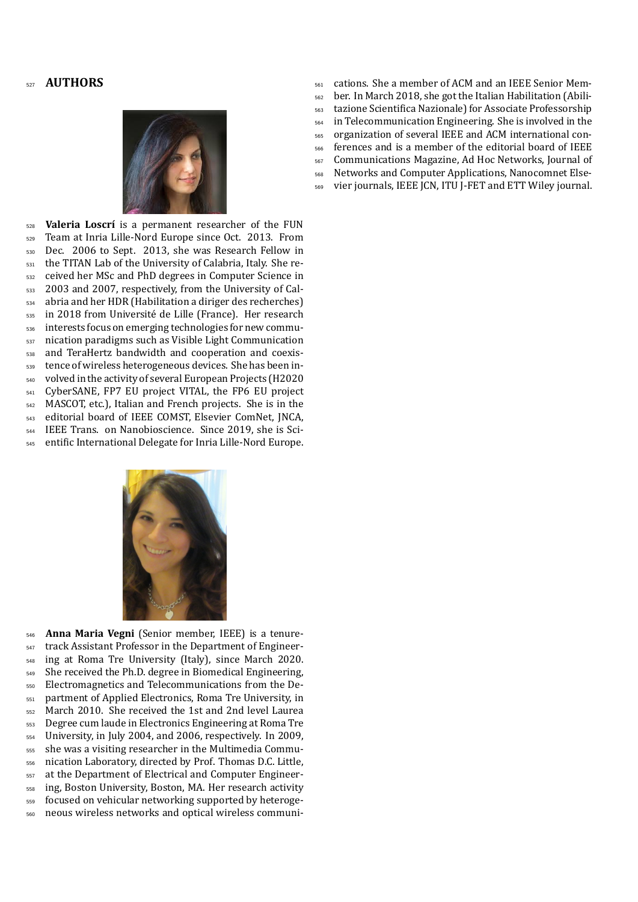## AUTHORS

**Valeria Loscrí** is a permanent researcher of the FUN Team at Inria Lille-Nord Europe since Oct. 2013. From Dec. 2006 to Sept. 2013, she was Research Fellow in the TITAN Lab of the University of Calabria, Italy. She received her MSc and PhD degrees in Computer Science in 2003 and 2007, respectively, from the University of Calabria and her HDR (Habilitation a diriger des recherches) in 2018 from Université de Lille (France). Her research interests focus on emerging technologies for new communication paradigms such as Visible Light Communication and TeraHertz bandwidth and cooperation and coexistence of wireless heterogeneous devices. She has been involved in the activity of several European Projects (H2020 CyberSANE, FP7 EU project VITAL, the FP6 EU project MASCOT, etc.), Italian and French projects. She is in the editorial board of IEEE COMST, Elsevier ComNet, JNCA, IEEE Trans. on Nanobioscience. Since 2019, she is Scientific International Delegate for Inria Lille-Nord Europe.

**Anna Maria Vegni** (Senior member, IEEE) is a tenure-track Assistant Professor in the Department of Engineering at Roma Tre University (Italy), since March 2020. She received the Ph.D. degree in Biomedical Engineering, Electromagnetics and Telecommunications from the Department of Applied Electronics, Roma Tre University, in March 2010. She received the 1st and 2nd level Laurea Degree cum laude in Electronics Engineering at Roma Tre University, in July 2004, and 2006, respectively. In 2009, she was a visiting researcher in the Multimedia Communication Laboratory, directed by Prof. Thomas D.C. Little, at the Department of Electrical and Computer Engineering, Boston University, Boston, MA. Her research activity focused on vehicular networking supported by heterogeneous wireless networks and optical wireless communications. She a member of ACM and an IEEE Senior Member. In March 2018, she got the Italian Habilitation (Abilitazione Scientifica Nazionale) for Associate Professorship in Telecommunication Engineering. She is involved in the organization of several IEEE and ACM international conferences and is a member of the editorial board of IEEE Communications Magazine, Ad Hoc Networks, Journal of Networks and Computer Applications, Nanocomnet Elsevier journals, IEEE JCN, ITU J-FET and ETT Wiley journal.